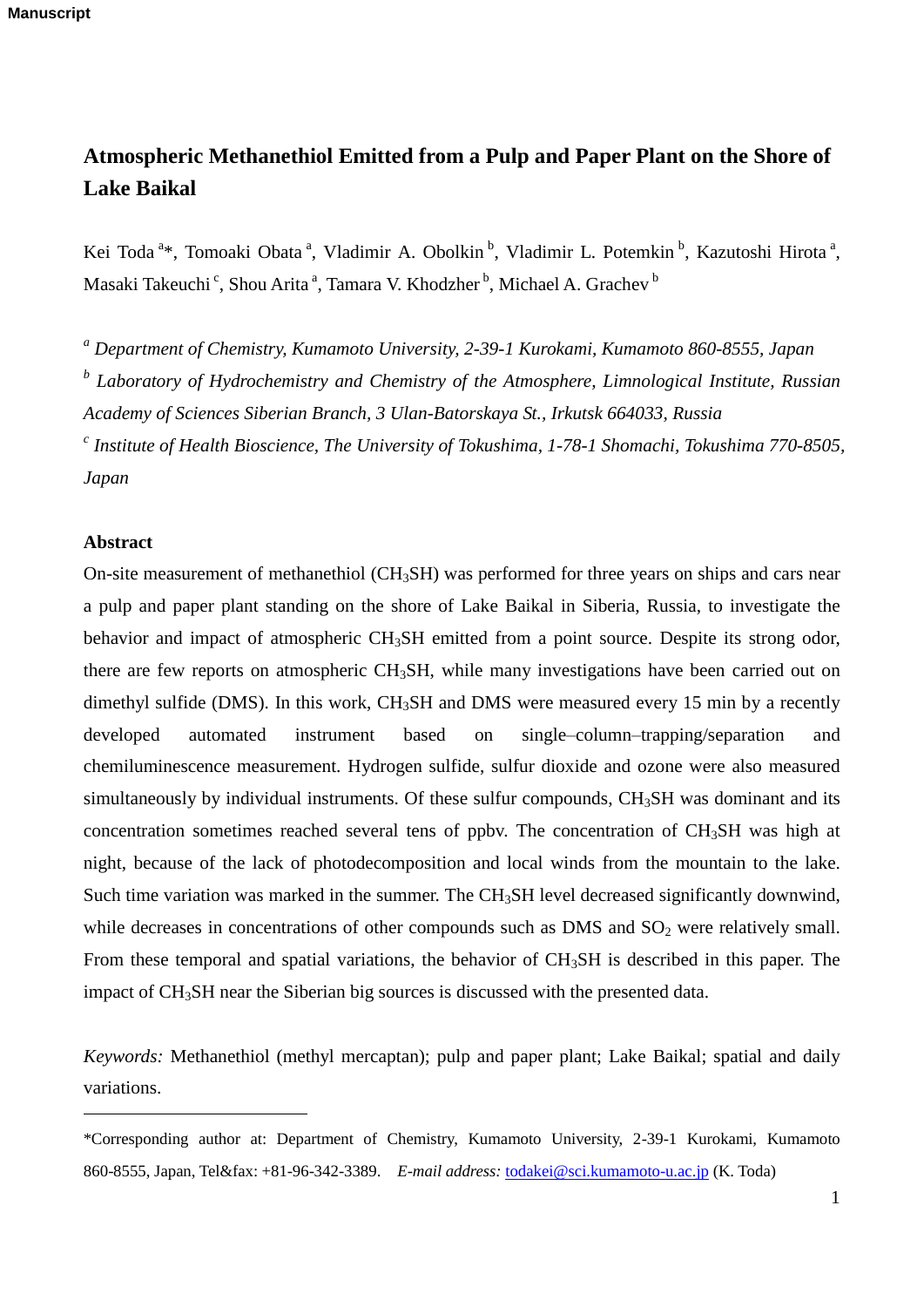# Atmospheric Methanethiol Emitted from a Pulp and Paper Plant on the Shore of Lake Baikal

Kei Toda [a]*, Tomoaki Obata [a], Vladimir A. Obolkin [b], Vladimir L. Potemkin [b], Kazutoshi Hirota [a], Masaki Takeuchi [c], Shou Arita [a], Tamara V. Khodzher [b], Michael A. Grachev [b]

[a] *Department of Chemistry, Kumamoto University, 2-39-1 Kurokami, Kumamoto 860-8555, Japan*

[b] *Laboratory of Hydrochemistry and Chemistry of the Atmosphere, Limnological Institute, Russian Academy of Sciences Siberian Branch, 3 Ulan-Batorskaya St., Irkutsk 664033, Russia*

[c] *Institute of Health Bioscience, The University of Tokushima, 1-78-1 Shomachi, Tokushima 770-8505, Japan*

## Abstract

On-site measurement of methanethiol ($CH_3SH$) was performed for three years on ships and cars near a pulp and paper plant standing on the shore of Lake Baikal in Siberia, Russia, to investigate the behavior and impact of atmospheric $CH_3SH$ emitted from a point source. Despite its strong odor, there are few reports on atmospheric $CH_3SH$, while many investigations have been carried out on dimethyl sulfide (DMS). In this work, $CH_3SH$ and DMS were measured every 15 min by a recently developed automated instrument based on single–column–trapping/separation and chemiluminescence measurement. Hydrogen sulfide, sulfur dioxide and ozone were also measured simultaneously by individual instruments. Of these sulfur compounds, $CH_3SH$ was dominant and its concentration sometimes reached several tens of ppbv. The concentration of $CH_3SH$ was high at night, because of the lack of photodecomposition and local winds from the mountain to the lake. Such time variation was marked in the summer. The $CH_3SH$ level decreased significantly downwind, while decreases in concentrations of other compounds such as DMS and $SO_2$ were relatively small. From these temporal and spatial variations, the behavior of $CH_3SH$ is described in this paper. The impact of $CH_3SH$ near the Siberian big sources is discussed with the presented data.

*Keywords:* Methanethiol (methyl mercaptan); pulp and paper plant; Lake Baikal; spatial and daily variations.

---

*Corresponding author at: Department of Chemistry, Kumamoto University, 2-39-1 Kurokami, Kumamoto 860-8555, Japan, Tel&fax: +81-96-342-3389. *E-mail address:* todakei@sci.kumamoto-u.ac.jp (K. Toda)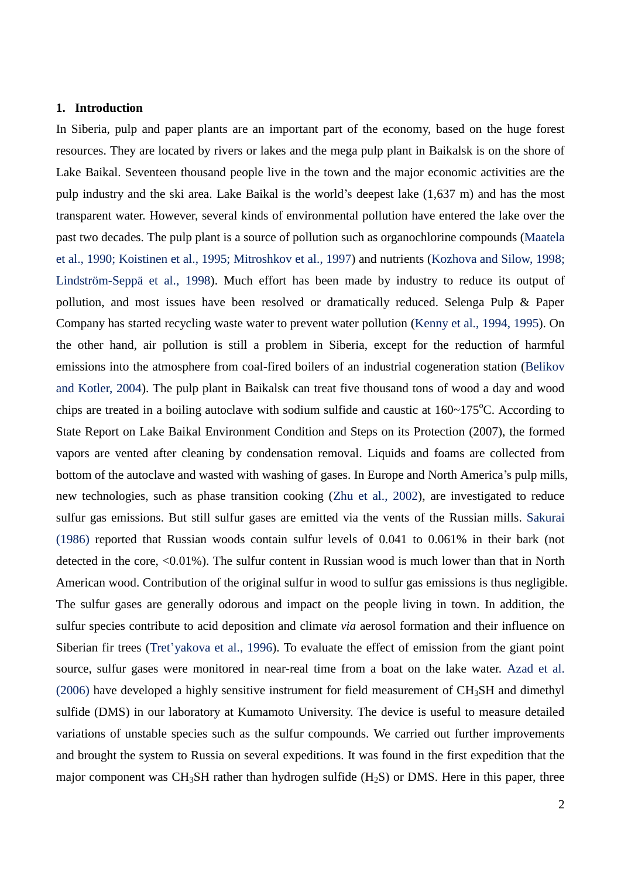## 1. Introduction

In Siberia, pulp and paper plants are an important part of the economy, based on the huge forest resources. They are located by rivers or lakes and the mega pulp plant in Baikalsk is on the shore of Lake Baikal. Seventeen thousand people live in the town and the major economic activities are the pulp industry and the ski area. Lake Baikal is the world's deepest lake (1,637 m) and has the most transparent water. However, several kinds of environmental pollution have entered the lake over the past two decades. The pulp plant is a source of pollution such as organochlorine compounds (Maatela et al., 1990; Koistinen et al., 1995; Mitroshkov et al., 1997) and nutrients (Kozhova and Silow, 1998; Lindström-Seppä et al., 1998). Much effort has been made by industry to reduce its output of pollution, and most issues have been resolved or dramatically reduced. Selenga Pulp & Paper Company has started recycling waste water to prevent water pollution (Kenny et al., 1994, 1995). On the other hand, air pollution is still a problem in Siberia, except for the reduction of harmful emissions into the atmosphere from coal-fired boilers of an industrial cogeneration station (Belikov and Kotler, 2004). The pulp plant in Baikalsk can treat five thousand tons of wood a day and wood chips are treated in a boiling autoclave with sodium sulfide and caustic at 160~175$^{o}$C. According to State Report on Lake Baikal Environment Condition and Steps on its Protection (2007), the formed vapors are vented after cleaning by condensation removal. Liquids and foams are collected from bottom of the autoclave and wasted with washing of gases. In Europe and North America's pulp mills, new technologies, such as phase transition cooking (Zhu et al., 2002), are investigated to reduce sulfur gas emissions. But still sulfur gases are emitted via the vents of the Russian mills. Sakurai (1986) reported that Russian woods contain sulfur levels of 0.041 to 0.061% in their bark (not detected in the core, <0.01%). The sulfur content in Russian wood is much lower than that in North American wood. Contribution of the original sulfur in wood to sulfur gas emissions is thus negligible. The sulfur gases are generally odorous and impact on the people living in town. In addition, the sulfur species contribute to acid deposition and climate *via* aerosol formation and their influence on Siberian fir trees (Tret'yakova et al., 1996). To evaluate the effect of emission from the giant point source, sulfur gases were monitored in near-real time from a boat on the lake water. Azad et al. (2006) have developed a highly sensitive instrument for field measurement of $CH_3SH$ and dimethyl sulfide (DMS) in our laboratory at Kumamoto University. The device is useful to measure detailed variations of unstable species such as the sulfur compounds. We carried out further improvements and brought the system to Russia on several expeditions. It was found in the first expedition that the major component was $CH_3SH$ rather than hydrogen sulfide ($H_2S$) or DMS. Here in this paper, three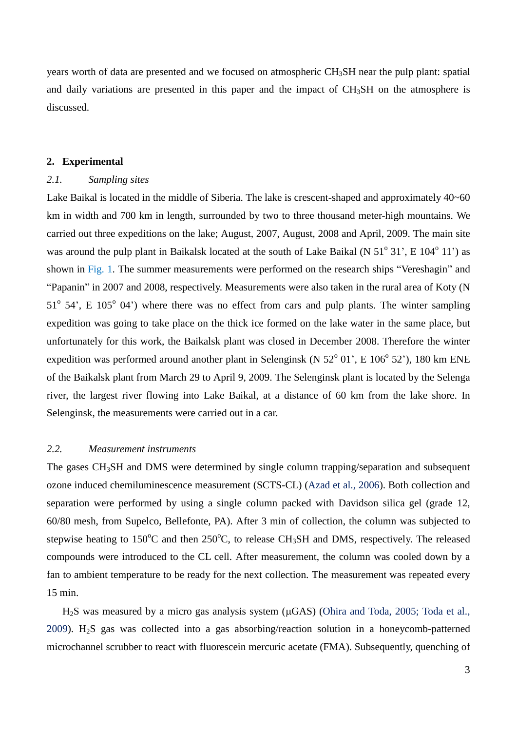years worth of data are presented and we focused on atmospheric $CH_3SH$ near the pulp plant: spatial and daily variations are presented in this paper and the impact of $CH_3SH$ on the atmosphere is discussed.

## 2. Experimental

### *2.1. Sampling sites*

Lake Baikal is located in the middle of Siberia. The lake is crescent-shaped and approximately 40~60 km in width and 700 km in length, surrounded by two to three thousand meter-high mountains. We carried out three expeditions on the lake; August, 2007, August, 2008 and April, 2009. The main site was around the pulp plant in Baikalsk located at the south of Lake Baikal (N 51$^o$ 31', E 104$^o$ 11') as shown in Fig. 1. The summer measurements were performed on the research ships "Vereshagin" and "Papanin" in 2007 and 2008, respectively. Measurements were also taken in the rural area of Koty (N 51$^o$ 54', E 105$^o$ 04') where there was no effect from cars and pulp plants. The winter sampling expedition was going to take place on the thick ice formed on the lake water in the same place, but unfortunately for this work, the Baikalsk plant was closed in December 2008. Therefore the winter expedition was performed around another plant in Selenginsk (N 52$^o$ 01', E 106$^o$ 52'), 180 km ENE of the Baikalsk plant from March 29 to April 9, 2009. The Selenginsk plant is located by the Selenga river, the largest river flowing into Lake Baikal, at a distance of 60 km from the lake shore. In Selenginsk, the measurements were carried out in a car.

### *2.2. Measurement instruments*

The gases $CH_3SH$ and DMS were determined by single column trapping/separation and subsequent ozone induced chemiluminescence measurement (SCTS-CL) (Azad et al., 2006). Both collection and separation were performed by using a single column packed with Davidson silica gel (grade 12, 60/80 mesh, from Supelco, Bellefonte, PA). After 3 min of collection, the column was subjected to stepwise heating to 150$^o$C and then 250$^o$C, to release $CH_3SH$ and DMS, respectively. The released compounds were introduced to the CL cell. After measurement, the column was cooled down by a fan to ambient temperature to be ready for the next collection. The measurement was repeated every 15 min.

$H_2S$ was measured by a micro gas analysis system (μGAS) (Ohira and Toda, 2005; Toda et al., 2009). $H_2S$ gas was collected into a gas absorbing/reaction solution in a honeycomb-patterned microchannel scrubber to react with fluorescein mercuric acetate (FMA). Subsequently, quenching of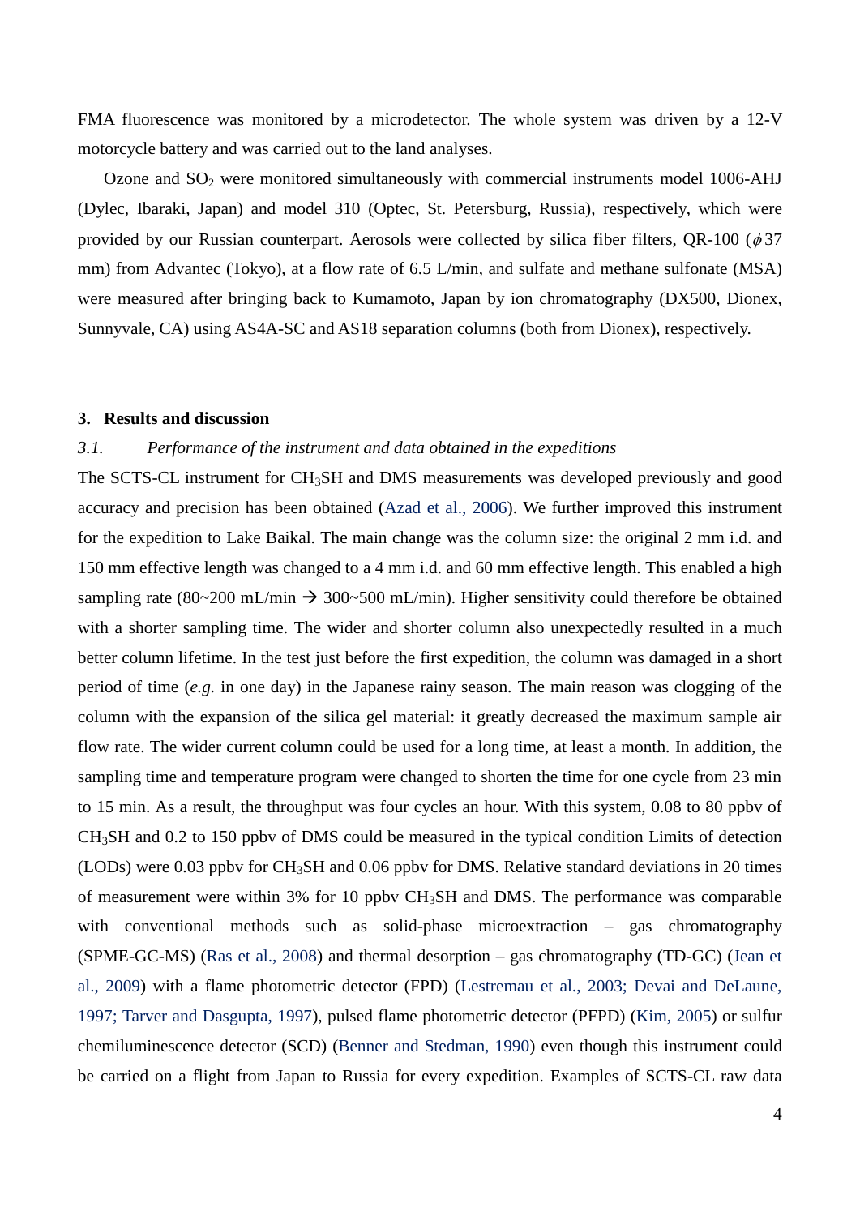FMA fluorescence was monitored by a microdetector. The whole system was driven by a 12-V motorcycle battery and was carried out to the land analyses.

Ozone and $SO_2$ were monitored simultaneously with commercial instruments model 1006-AHJ (Dylec, Ibaraki, Japan) and model 310 (Optec, St. Petersburg, Russia), respectively, which were provided by our Russian counterpart. Aerosols were collected by silica fiber filters, QR-100 ($\phi$37 mm) from Advantec (Tokyo), at a flow rate of 6.5 L/min, and sulfate and methane sulfonate (MSA) were measured after bringing back to Kumamoto, Japan by ion chromatography (DX500, Dionex, Sunnyvale, CA) using AS4A-SC and AS18 separation columns (both from Dionex), respectively.

## 3. Results and discussion

### *3.1. Performance of the instrument and data obtained in the expeditions*

The SCTS-CL instrument for $CH_3SH$ and DMS measurements was developed previously and good accuracy and precision has been obtained (Azad et al., 2006). We further improved this instrument for the expedition to Lake Baikal. The main change was the column size: the original 2 mm i.d. and 150 mm effective length was changed to a 4 mm i.d. and 60 mm effective length. This enabled a high sampling rate (80~200 mL/min → 300~500 mL/min). Higher sensitivity could therefore be obtained with a shorter sampling time. The wider and shorter column also unexpectedly resulted in a much better column lifetime. In the test just before the first expedition, the column was damaged in a short period of time (*e.g.* in one day) in the Japanese rainy season. The main reason was clogging of the column with the expansion of the silica gel material: it greatly decreased the maximum sample air flow rate. The wider current column could be used for a long time, at least a month. In addition, the sampling time and temperature program were changed to shorten the time for one cycle from 23 min to 15 min. As a result, the throughput was four cycles an hour. With this system, 0.08 to 80 ppbv of $CH_3SH$ and 0.2 to 150 ppbv of DMS could be measured in the typical condition Limits of detection (LODs) were 0.03 ppbv for $CH_3SH$ and 0.06 ppbv for DMS. Relative standard deviations in 20 times of measurement were within 3% for 10 ppbv $CH_3SH$ and DMS. The performance was comparable with conventional methods such as solid-phase microextraction – gas chromatography (SPME-GC-MS) (Ras et al., 2008) and thermal desorption – gas chromatography (TD-GC) (Jean et al., 2009) with a flame photometric detector (FPD) (Lestremau et al., 2003; Devai and DeLaune, 1997; Tarver and Dasgupta, 1997), pulsed flame photometric detector (PFPD) (Kim, 2005) or sulfur chemiluminescence detector (SCD) (Benner and Stedman, 1990) even though this instrument could be carried on a flight from Japan to Russia for every expedition. Examples of SCTS-CL raw data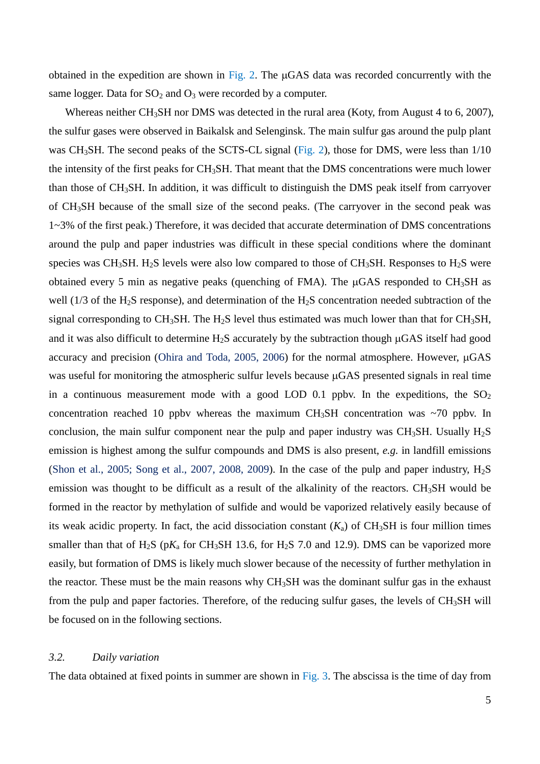obtained in the expedition are shown in Fig. 2. The μGAS data was recorded concurrently with the same logger. Data for $SO_2$ and $O_3$ were recorded by a computer.

Whereas neither $CH_3SH$ nor DMS was detected in the rural area (Koty, from August 4 to 6, 2007), the sulfur gases were observed in Baikalsk and Selenginsk. The main sulfur gas around the pulp plant was $CH_3SH$. The second peaks of the SCTS-CL signal (Fig. 2), those for DMS, were less than 1/10 the intensity of the first peaks for $CH_3SH$. That meant that the DMS concentrations were much lower than those of $CH_3SH$. In addition, it was difficult to distinguish the DMS peak itself from carryover of $CH_3SH$ because of the small size of the second peaks. (The carryover in the second peak was 1~3% of the first peak.) Therefore, it was decided that accurate determination of DMS concentrations around the pulp and paper industries was difficult in these special conditions where the dominant species was $CH_3SH$. $H_2S$ levels were also low compared to those of $CH_3SH$. Responses to $H_2S$ were obtained every 5 min as negative peaks (quenching of FMA). The μGAS responded to $CH_3SH$ as well (1/3 of the $H_2S$ response), and determination of the $H_2S$ concentration needed subtraction of the signal corresponding to $CH_3SH$. The $H_2S$ level thus estimated was much lower than that for $CH_3SH$, and it was also difficult to determine $H_2S$ accurately by the subtraction though μGAS itself had good accuracy and precision (Ohira and Toda, 2005, 2006) for the normal atmosphere. However, μGAS was useful for monitoring the atmospheric sulfur levels because μGAS presented signals in real time in a continuous measurement mode with a good LOD 0.1 ppbv. In the expeditions, the $SO_2$ concentration reached 10 ppbv whereas the maximum $CH_3SH$ concentration was ~70 ppbv. In conclusion, the main sulfur component near the pulp and paper industry was $CH_3SH$. Usually $H_2S$ emission is highest among the sulfur compounds and DMS is also present, *e.g.* in landfill emissions (Shon et al., 2005; Song et al., 2007, 2008, 2009). In the case of the pulp and paper industry, $H_2S$ emission was thought to be difficult as a result of the alkalinity of the reactors. $CH_3SH$ would be formed in the reactor by methylation of sulfide and would be vaporized relatively easily because of its weak acidic property. In fact, the acid dissociation constant ($K_a$) of $CH_3SH$ is four million times smaller than that of $H_2S$ (p$K_a$ for $CH_3SH$ 13.6, for $H_2S$ 7.0 and 12.9). DMS can be vaporized more easily, but formation of DMS is likely much slower because of the necessity of further methylation in the reactor. These must be the main reasons why $CH_3SH$ was the dominant sulfur gas in the exhaust from the pulp and paper factories. Therefore, of the reducing sulfur gases, the levels of $CH_3SH$ will be focused on in the following sections.

### *3.2. Daily variation*

The data obtained at fixed points in summer are shown in Fig. 3. The abscissa is the time of day from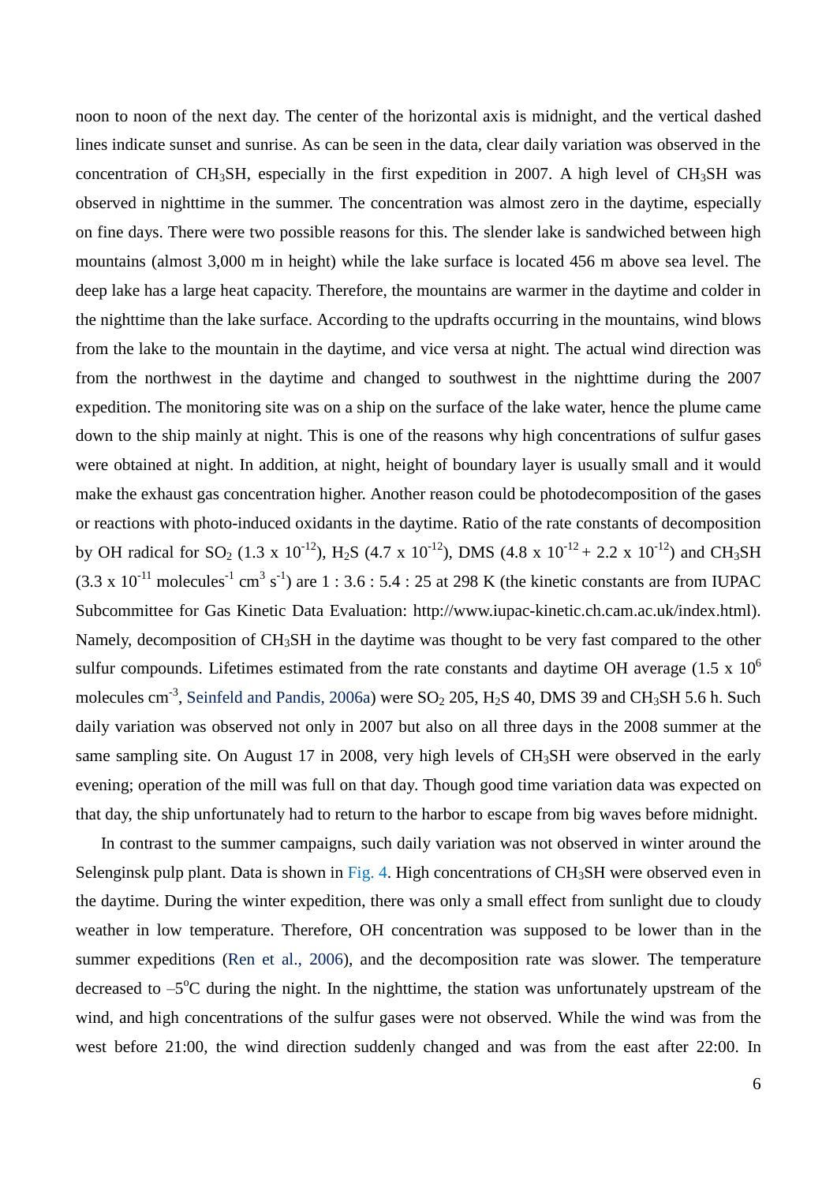noon to noon of the next day. The center of the horizontal axis is midnight, and the vertical dashed lines indicate sunset and sunrise. As can be seen in the data, clear daily variation was observed in the concentration of $CH_3SH$, especially in the first expedition in 2007. A high level of $CH_3SH$ was observed in nighttime in the summer. The concentration was almost zero in the daytime, especially on fine days. There were two possible reasons for this. The slender lake is sandwiched between high mountains (almost 3,000 m in height) while the lake surface is located 456 m above sea level. The deep lake has a large heat capacity. Therefore, the mountains are warmer in the daytime and colder in the nighttime than the lake surface. According to the updrafts occurring in the mountains, wind blows from the lake to the mountain in the daytime, and vice versa at night. The actual wind direction was from the northwest in the daytime and changed to southwest in the nighttime during the 2007 expedition. The monitoring site was on a ship on the surface of the lake water, hence the plume came down to the ship mainly at night. This is one of the reasons why high concentrations of sulfur gases were obtained at night. In addition, at night, height of boundary layer is usually small and it would make the exhaust gas concentration higher. Another reason could be photodecomposition of the gases or reactions with photo-induced oxidants in the daytime. Ratio of the rate constants of decomposition by OH radical for $SO_2$ ($1.3 \times 10^{-12}$), $H_2S$ ($4.7 \times 10^{-12}$), DMS ($4.8 \times 10^{-12} + 2.2 \times 10^{-12}$) and $CH_3SH$ ($3.3 \times 10^{-11}$ molecules$^{-1}$ cm$^3$ s$^{-1}$) are 1 : 3.6 : 5.4 : 25 at 298 K (the kinetic constants are from IUPAC Subcommittee for Gas Kinetic Data Evaluation: http://www.iupac-kinetic.ch.cam.ac.uk/index.html). Namely, decomposition of $CH_3SH$ in the daytime was thought to be very fast compared to the other sulfur compounds. Lifetimes estimated from the rate constants and daytime OH average ($1.5 \times 10^6$ molecules cm$^{-3}$, Seinfeld and Pandis, 2006a) were $SO_2$ 205, $H_2S$ 40, DMS 39 and $CH_3SH$ 5.6 h. Such daily variation was observed not only in 2007 but also on all three days in the 2008 summer at the same sampling site. On August 17 in 2008, very high levels of $CH_3SH$ were observed in the early evening; operation of the mill was full on that day. Though good time variation data was expected on that day, the ship unfortunately had to return to the harbor to escape from big waves before midnight.

In contrast to the summer campaigns, such daily variation was not observed in winter around the Selenginsk pulp plant. Data is shown in Fig. 4. High concentrations of $CH_3SH$ were observed even in the daytime. During the winter expedition, there was only a small effect from sunlight due to cloudy weather in low temperature. Therefore, OH concentration was supposed to be lower than in the summer expeditions (Ren et al., 2006), and the decomposition rate was slower. The temperature decreased to $-5^{o}$C during the night. In the nighttime, the station was unfortunately upstream of the wind, and high concentrations of the sulfur gases were not observed. While the wind was from the west before 21:00, the wind direction suddenly changed and was from the east after 22:00. In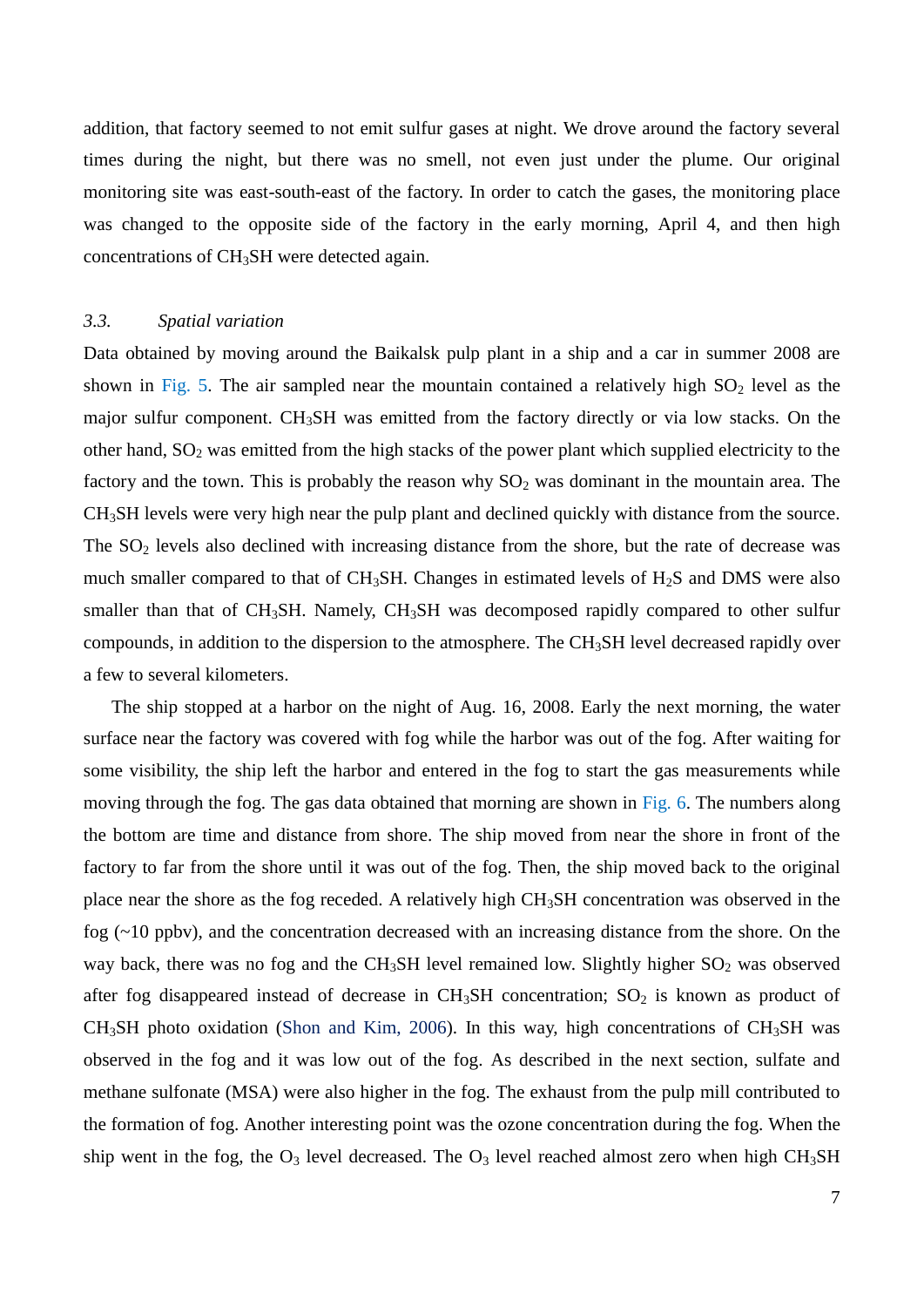addition, that factory seemed to not emit sulfur gases at night. We drove around the factory several times during the night, but there was no smell, not even just under the plume. Our original monitoring site was east-south-east of the factory. In order to catch the gases, the monitoring place was changed to the opposite side of the factory in the early morning, April 4, and then high concentrations of $CH_3SH$ were detected again.

### 3.3. *Spatial variation*

Data obtained by moving around the Baikalsk pulp plant in a ship and a car in summer 2008 are shown in Fig. 5. The air sampled near the mountain contained a relatively high $SO_2$ level as the major sulfur component. $CH_3SH$ was emitted from the factory directly or via low stacks. On the other hand, $SO_2$ was emitted from the high stacks of the power plant which supplied electricity to the factory and the town. This is probably the reason why $SO_2$ was dominant in the mountain area. The $CH_3SH$ levels were very high near the pulp plant and declined quickly with distance from the source. The $SO_2$ levels also declined with increasing distance from the shore, but the rate of decrease was much smaller compared to that of $CH_3SH$. Changes in estimated levels of $H_2S$ and DMS were also smaller than that of $CH_3SH$. Namely, $CH_3SH$ was decomposed rapidly compared to other sulfur compounds, in addition to the dispersion to the atmosphere. The $CH_3SH$ level decreased rapidly over a few to several kilometers.

The ship stopped at a harbor on the night of Aug. 16, 2008. Early the next morning, the water surface near the factory was covered with fog while the harbor was out of the fog. After waiting for some visibility, the ship left the harbor and entered in the fog to start the gas measurements while moving through the fog. The gas data obtained that morning are shown in Fig. 6. The numbers along the bottom are time and distance from shore. The ship moved from near the shore in front of the factory to far from the shore until it was out of the fog. Then, the ship moved back to the original place near the shore as the fog receded. A relatively high $CH_3SH$ concentration was observed in the fog (~10 ppbv), and the concentration decreased with an increasing distance from the shore. On the way back, there was no fog and the $CH_3SH$ level remained low. Slightly higher $SO_2$ was observed after fog disappeared instead of decrease in $CH_3SH$ concentration; $SO_2$ is known as product of $CH_3SH$ photo oxidation (Shon and Kim, 2006). In this way, high concentrations of $CH_3SH$ was observed in the fog and it was low out of the fog. As described in the next section, sulfate and methane sulfonate (MSA) were also higher in the fog. The exhaust from the pulp mill contributed to the formation of fog. Another interesting point was the ozone concentration during the fog. When the ship went in the fog, the $O_3$ level decreased. The $O_3$ level reached almost zero when high $CH_3SH$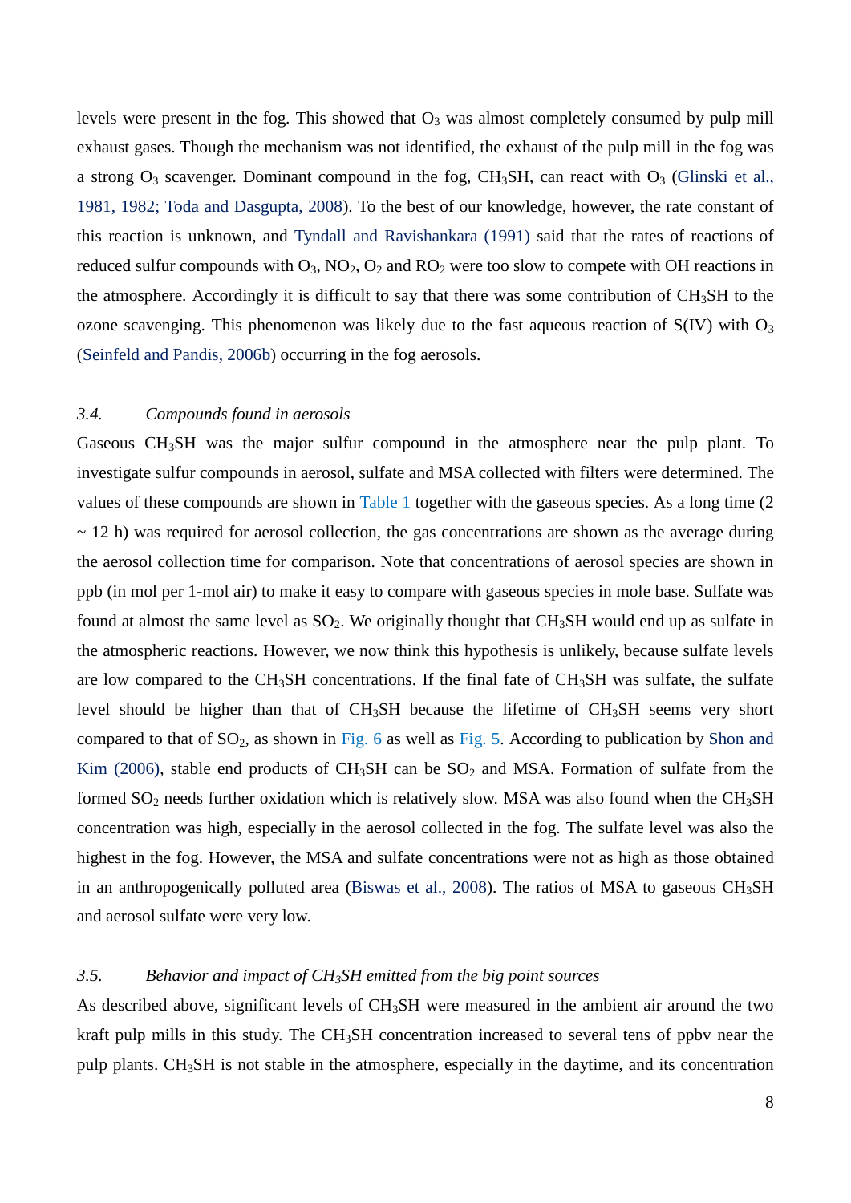levels were present in the fog. This showed that $O_3$ was almost completely consumed by pulp mill exhaust gases. Though the mechanism was not identified, the exhaust of the pulp mill in the fog was a strong $O_3$ scavenger. Dominant compound in the fog, $CH_3SH$, can react with $O_3$ (Glinski et al., 1981, 1982; Toda and Dasgupta, 2008). To the best of our knowledge, however, the rate constant of this reaction is unknown, and Tyndall and Ravishankara (1991) said that the rates of reactions of reduced sulfur compounds with $O_3$, $NO_2$, $O_2$ and $RO_2$ were too slow to compete with OH reactions in the atmosphere. Accordingly it is difficult to say that there was some contribution of $CH_3SH$ to the ozone scavenging. This phenomenon was likely due to the fast aqueous reaction of S(IV) with $O_3$ (Seinfeld and Pandis, 2006b) occurring in the fog aerosols.

### *3.4. Compounds found in aerosols*

Gaseous $CH_3SH$ was the major sulfur compound in the atmosphere near the pulp plant. To investigate sulfur compounds in aerosol, sulfate and MSA collected with filters were determined. The values of these compounds are shown in Table 1 together with the gaseous species. As a long time (2 ~ 12 h) was required for aerosol collection, the gas concentrations are shown as the average during the aerosol collection time for comparison. Note that concentrations of aerosol species are shown in ppb (in mol per 1-mol air) to make it easy to compare with gaseous species in mole base. Sulfate was found at almost the same level as $SO_2$. We originally thought that $CH_3SH$ would end up as sulfate in the atmospheric reactions. However, we now think this hypothesis is unlikely, because sulfate levels are low compared to the $CH_3SH$ concentrations. If the final fate of $CH_3SH$ was sulfate, the sulfate level should be higher than that of $CH_3SH$ because the lifetime of $CH_3SH$ seems very short compared to that of $SO_2$, as shown in Fig. 6 as well as Fig. 5. According to publication by Shon and Kim (2006), stable end products of $CH_3SH$ can be $SO_2$ and MSA. Formation of sulfate from the formed $SO_2$ needs further oxidation which is relatively slow. MSA was also found when the $CH_3SH$ concentration was high, especially in the aerosol collected in the fog. The sulfate level was also the highest in the fog. However, the MSA and sulfate concentrations were not as high as those obtained in an anthropogenically polluted area (Biswas et al., 2008). The ratios of MSA to gaseous $CH_3SH$ and aerosol sulfate were very low.

### *3.5. Behavior and impact of $CH_3SH$ emitted from the big point sources*

As described above, significant levels of $CH_3SH$ were measured in the ambient air around the two kraft pulp mills in this study. The $CH_3SH$ concentration increased to several tens of ppbv near the pulp plants. $CH_3SH$ is not stable in the atmosphere, especially in the daytime, and its concentration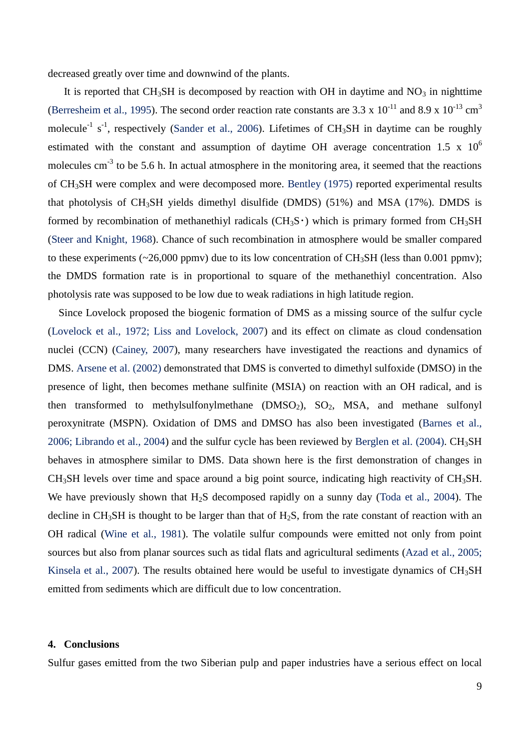decreased greatly over time and downwind of the plants.

It is reported that $CH_3SH$ is decomposed by reaction with OH in daytime and $NO_3$ in nighttime (Berresheim et al., 1995). The second order reaction rate constants are $3.3 \times 10^{-11}$ and $8.9 \times 10^{-13}$ $cm^3$ $molecule^{-1}$ $s^{-1}$, respectively (Sander et al., 2006). Lifetimes of $CH_3SH$ in daytime can be roughly estimated with the constant and assumption of daytime OH average concentration $1.5 \times 10^6$ molecules $cm^{-3}$ to be 5.6 h. In actual atmosphere in the monitoring area, it seemed that the reactions of $CH_3SH$ were complex and were decomposed more. Bentley (1975) reported experimental results that photolysis of $CH_3SH$ yields dimethyl disulfide (DMDS) (51%) and MSA (17%). DMDS is formed by recombination of methanethiyl radicals ($CH_3S\cdot$) which is primary formed from $CH_3SH$ (Steer and Knight, 1968). Chance of such recombination in atmosphere would be smaller compared to these experiments (~26,000 ppmv) due to its low concentration of $CH_3SH$ (less than 0.001 ppmv); the DMDS formation rate is in proportional to square of the methanethiyl concentration. Also photolysis rate was supposed to be low due to weak radiations in high latitude region.

Since Lovelock proposed the biogenic formation of DMS as a missing source of the sulfur cycle (Lovelock et al., 1972; Liss and Lovelock, 2007) and its effect on climate as cloud condensation nuclei (CCN) (Cainey, 2007), many researchers have investigated the reactions and dynamics of DMS. Arsene et al. (2002) demonstrated that DMS is converted to dimethyl sulfoxide (DMSO) in the presence of light, then becomes methane sulfinite (MSIA) on reaction with an OH radical, and is then transformed to methylsulfonylmethane ($DMSO_2$), $SO_2$, MSA, and methane sulfonyl peroxynitrate (MSPN). Oxidation of DMS and DMSO has also been investigated (Barnes et al., 2006; Librando et al., 2004) and the sulfur cycle has been reviewed by Berglen et al. (2004). $CH_3SH$ behaves in atmosphere similar to DMS. Data shown here is the first demonstration of changes in $CH_3SH$ levels over time and space around a big point source, indicating high reactivity of $CH_3SH$. We have previously shown that $H_2S$ decomposed rapidly on a sunny day (Toda et al., 2004). The decline in $CH_3SH$ is thought to be larger than that of $H_2S$, from the rate constant of reaction with an OH radical (Wine et al., 1981). The volatile sulfur compounds were emitted not only from point sources but also from planar sources such as tidal flats and agricultural sediments (Azad et al., 2005; Kinsela et al., 2007). The results obtained here would be useful to investigate dynamics of $CH_3SH$ emitted from sediments which are difficult due to low concentration.

## 4. Conclusions

Sulfur gases emitted from the two Siberian pulp and paper industries have a serious effect on local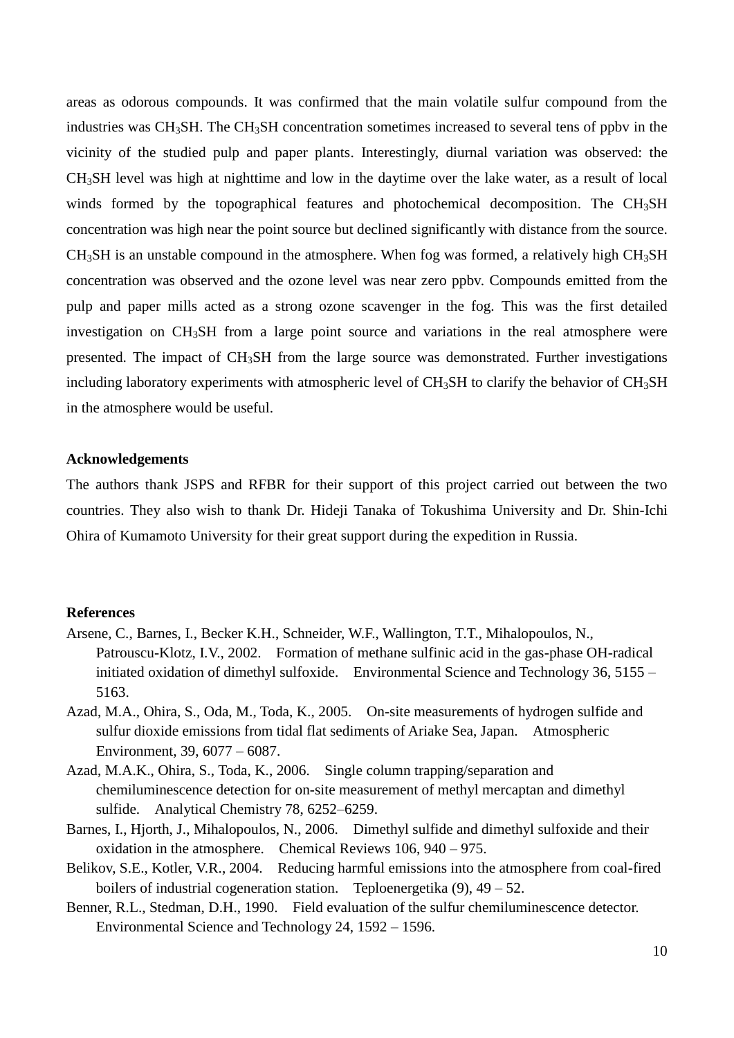areas as odorous compounds. It was confirmed that the main volatile sulfur compound from the industries was $CH_3SH$. The $CH_3SH$ concentration sometimes increased to several tens of ppbv in the vicinity of the studied pulp and paper plants. Interestingly, diurnal variation was observed: the $CH_3SH$ level was high at nighttime and low in the daytime over the lake water, as a result of local winds formed by the topographical features and photochemical decomposition. The $CH_3SH$ concentration was high near the point source but declined significantly with distance from the source. $CH_3SH$ is an unstable compound in the atmosphere. When fog was formed, a relatively high $CH_3SH$ concentration was observed and the ozone level was near zero ppbv. Compounds emitted from the pulp and paper mills acted as a strong ozone scavenger in the fog. This was the first detailed investigation on $CH_3SH$ from a large point source and variations in the real atmosphere were presented. The impact of $CH_3SH$ from the large source was demonstrated. Further investigations including laboratory experiments with atmospheric level of $CH_3SH$ to clarify the behavior of $CH_3SH$ in the atmosphere would be useful.

**Acknowledgements**

The authors thank JSPS and RFBR for their support of this project carried out between the two countries. They also wish to thank Dr. Hideji Tanaka of Tokushima University and Dr. Shin-Ichi Ohira of Kumamoto University for their great support during the expedition in Russia.

**References**

Arsene, C., Barnes, I., Becker K.H., Schneider, W.F., Wallington, T.T., Mihalopoulos, N., Patrouscu-Klotz, I.V., 2002. Formation of methane sulfinic acid in the gas-phase OH-radical initiated oxidation of dimethyl sulfoxide. Environmental Science and Technology 36, 5155 – 5163.

Azad, M.A., Ohira, S., Oda, M., Toda, K., 2005. On-site measurements of hydrogen sulfide and sulfur dioxide emissions from tidal flat sediments of Ariake Sea, Japan. Atmospheric Environment, 39, 6077 – 6087.

Azad, M.A.K., Ohira, S., Toda, K., 2006. Single column trapping/separation and chemiluminescence detection for on-site measurement of methyl mercaptan and dimethyl sulfide. Analytical Chemistry 78, 6252–6259.

Barnes, I., Hjorth, J., Mihalopoulos, N., 2006. Dimethyl sulfide and dimethyl sulfoxide and their oxidation in the atmosphere. Chemical Reviews 106, 940 – 975.

Belikov, S.E., Kotler, V.R., 2004. Reducing harmful emissions into the atmosphere from coal-fired boilers of industrial cogeneration station. Teploenergetika (9), 49 – 52.

Benner, R.L., Stedman, D.H., 1990. Field evaluation of the sulfur chemiluminescence detector. Environmental Science and Technology 24, 1592 – 1596.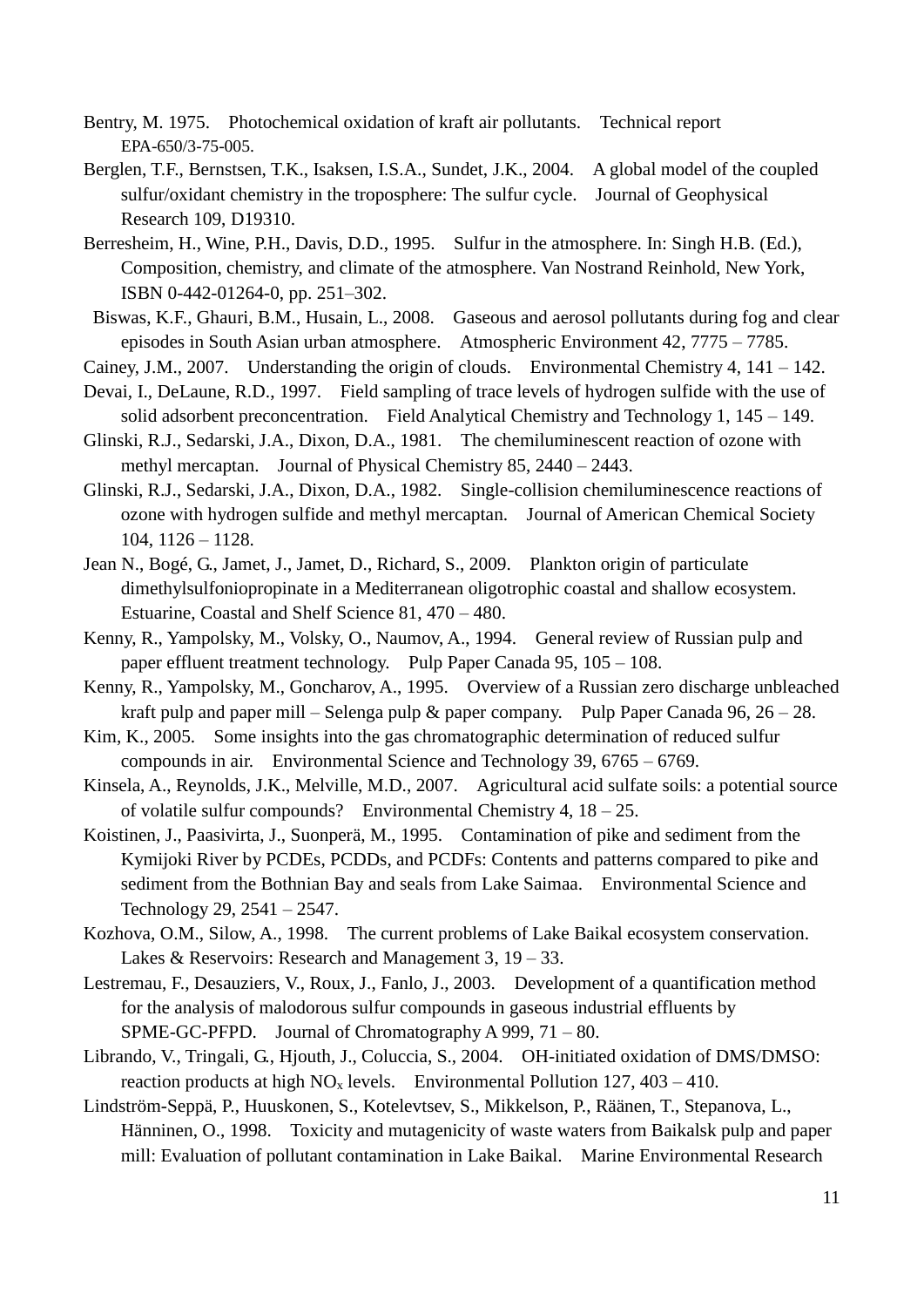Bentry, M. 1975. Photochemical oxidation of kraft air pollutants. Technical report EPA-650/3-75-005.

Berglen, T.F., Bernstsen, T.K., Isaksen, I.S.A., Sundet, J.K., 2004. A global model of the coupled sulfur/oxidant chemistry in the troposphere: The sulfur cycle. Journal of Geophysical Research 109, D19310.

Berresheim, H., Wine, P.H., Davis, D.D., 1995. Sulfur in the atmosphere. In: Singh H.B. (Ed.), Composition, chemistry, and climate of the atmosphere. Van Nostrand Reinhold, New York, ISBN 0-442-01264-0, pp. 251–302.

Biswas, K.F., Ghauri, B.M., Husain, L., 2008. Gaseous and aerosol pollutants during fog and clear episodes in South Asian urban atmosphere. Atmospheric Environment 42, 7775 – 7785.

Cainey, J.M., 2007. Understanding the origin of clouds. Environmental Chemistry 4, 141 – 142.

Devai, I., DeLaune, R.D., 1997. Field sampling of trace levels of hydrogen sulfide with the use of solid adsorbent preconcentration. Field Analytical Chemistry and Technology 1, 145 – 149.

Glinski, R.J., Sedarski, J.A., Dixon, D.A., 1981. The chemiluminescent reaction of ozone with methyl mercaptan. Journal of Physical Chemistry 85, 2440 – 2443.

Glinski, R.J., Sedarski, J.A., Dixon, D.A., 1982. Single-collision chemiluminescence reactions of ozone with hydrogen sulfide and methyl mercaptan. Journal of American Chemical Society 104, 1126 – 1128.

Jean N., Bogé, G., Jamet, J., Jamet, D., Richard, S., 2009. Plankton origin of particulate dimethylsulfoniopropinate in a Mediterranean oligotrophic coastal and shallow ecosystem. Estuarine, Coastal and Shelf Science 81, 470 – 480.

Kenny, R., Yampolsky, M., Volsky, O., Naumov, A., 1994. General review of Russian pulp and paper effluent treatment technology. Pulp Paper Canada 95, 105 – 108.

Kenny, R., Yampolsky, M., Goncharov, A., 1995. Overview of a Russian zero discharge unbleached kraft pulp and paper mill – Selenga pulp & paper company. Pulp Paper Canada 96, 26 – 28.

Kim, K., 2005. Some insights into the gas chromatographic determination of reduced sulfur compounds in air. Environmental Science and Technology 39, 6765 – 6769.

Kinsela, A., Reynolds, J.K., Melville, M.D., 2007. Agricultural acid sulfate soils: a potential source of volatile sulfur compounds? Environmental Chemistry 4, 18 – 25.

Koistinen, J., Paasivirta, J., Suonperä, M., 1995. Contamination of pike and sediment from the Kymijoki River by PCDEs, PCDDs, and PCDFs: Contents and patterns compared to pike and sediment from the Bothnian Bay and seals from Lake Saimaa. Environmental Science and Technology 29, 2541 – 2547.

Kozhova, O.M., Silow, A., 1998. The current problems of Lake Baikal ecosystem conservation. Lakes & Reservoirs: Research and Management 3, 19 – 33.

Lestremau, F., Desauziers, V., Roux, J., Fanlo, J., 2003. Development of a quantification method for the analysis of malodorous sulfur compounds in gaseous industrial effluents by SPME-GC-PFPD. Journal of Chromatography A 999, 71 – 80.

Librando, V., Tringali, G., Hjouth, J., Coluccia, S., 2004. OH-initiated oxidation of DMS/DMSO: reaction products at high $NO_x$ levels. Environmental Pollution 127, 403 – 410.

Lindström-Seppä, P., Huuskonen, S., Kotelevtsev, S., Mikkelson, P., Räänen, T., Stepanova, L., Hänninen, O., 1998. Toxicity and mutagenicity of waste waters from Baikalsk pulp and paper mill: Evaluation of pollutant contamination in Lake Baikal. Marine Environmental Research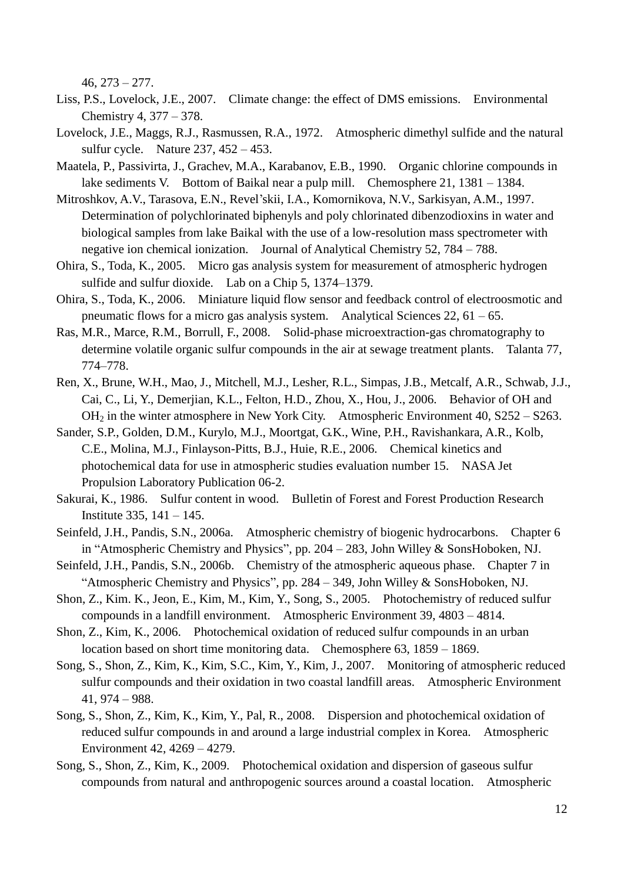46, 273 – 277.

Liss, P.S., Lovelock, J.E., 2007. Climate change: the effect of DMS emissions. Environmental Chemistry 4, 377 – 378.

Lovelock, J.E., Maggs, R.J., Rasmussen, R.A., 1972. Atmospheric dimethyl sulfide and the natural sulfur cycle. Nature 237, 452 – 453.

Maatela, P., Passivirta, J., Grachev, M.A., Karabanov, E.B., 1990. Organic chlorine compounds in lake sediments V. Bottom of Baikal near a pulp mill. Chemosphere 21, 1381 – 1384.

Mitroshkov, A.V., Tarasova, E.N., Revel'skii, I.A., Komornikova, N.V., Sarkisyan, A.M., 1997. Determination of polychlorinated biphenyls and poly chlorinated dibenzodioxins in water and biological samples from lake Baikal with the use of a low-resolution mass spectrometer with negative ion chemical ionization. Journal of Analytical Chemistry 52, 784 – 788.

Ohira, S., Toda, K., 2005. Micro gas analysis system for measurement of atmospheric hydrogen sulfide and sulfur dioxide. Lab on a Chip 5, 1374–1379.

Ohira, S., Toda, K., 2006. Miniature liquid flow sensor and feedback control of electroosmotic and pneumatic flows for a micro gas analysis system. Analytical Sciences 22, 61 – 65.

Ras, M.R., Marce, R.M., Borrull, F., 2008. Solid-phase microextraction-gas chromatography to determine volatile organic sulfur compounds in the air at sewage treatment plants. Talanta 77, 774–778.

Ren, X., Brune, W.H., Mao, J., Mitchell, M.J., Lesher, R.L., Simpas, J.B., Metcalf, A.R., Schwab, J.J., Cai, C., Li, Y., Demerjian, K.L., Felton, H.D., Zhou, X., Hou, J., 2006. Behavior of OH and $OH_2$ in the winter atmosphere in New York City. Atmospheric Environment 40, S252 – S263.

Sander, S.P., Golden, D.M., Kurylo, M.J., Moortgat, G.K., Wine, P.H., Ravishankara, A.R., Kolb, C.E., Molina, M.J., Finlayson-Pitts, B.J., Huie, R.E., 2006. Chemical kinetics and photochemical data for use in atmospheric studies evaluation number 15. NASA Jet Propulsion Laboratory Publication 06-2.

Sakurai, K., 1986. Sulfur content in wood. Bulletin of Forest and Forest Production Research Institute 335, 141 – 145.

Seinfeld, J.H., Pandis, S.N., 2006a. Atmospheric chemistry of biogenic hydrocarbons. Chapter 6 in "Atmospheric Chemistry and Physics", pp. 204 – 283, John Willey & SonsHoboken, NJ.

Seinfeld, J.H., Pandis, S.N., 2006b. Chemistry of the atmospheric aqueous phase. Chapter 7 in "Atmospheric Chemistry and Physics", pp. 284 – 349, John Willey & SonsHoboken, NJ.

Shon, Z., Kim. K., Jeon, E., Kim, M., Kim, Y., Song, S., 2005. Photochemistry of reduced sulfur compounds in a landfill environment. Atmospheric Environment 39, 4803 – 4814.

Shon, Z., Kim, K., 2006. Photochemical oxidation of reduced sulfur compounds in an urban location based on short time monitoring data. Chemosphere 63, 1859 – 1869.

Song, S., Shon, Z., Kim, K., Kim, S.C., Kim, Y., Kim, J., 2007. Monitoring of atmospheric reduced sulfur compounds and their oxidation in two coastal landfill areas. Atmospheric Environment 41, 974 – 988.

Song, S., Shon, Z., Kim, K., Kim, Y., Pal, R., 2008. Dispersion and photochemical oxidation of reduced sulfur compounds in and around a large industrial complex in Korea. Atmospheric Environment 42, 4269 – 4279.

Song, S., Shon, Z., Kim, K., 2009. Photochemical oxidation and dispersion of gaseous sulfur compounds from natural and anthropogenic sources around a coastal location. Atmospheric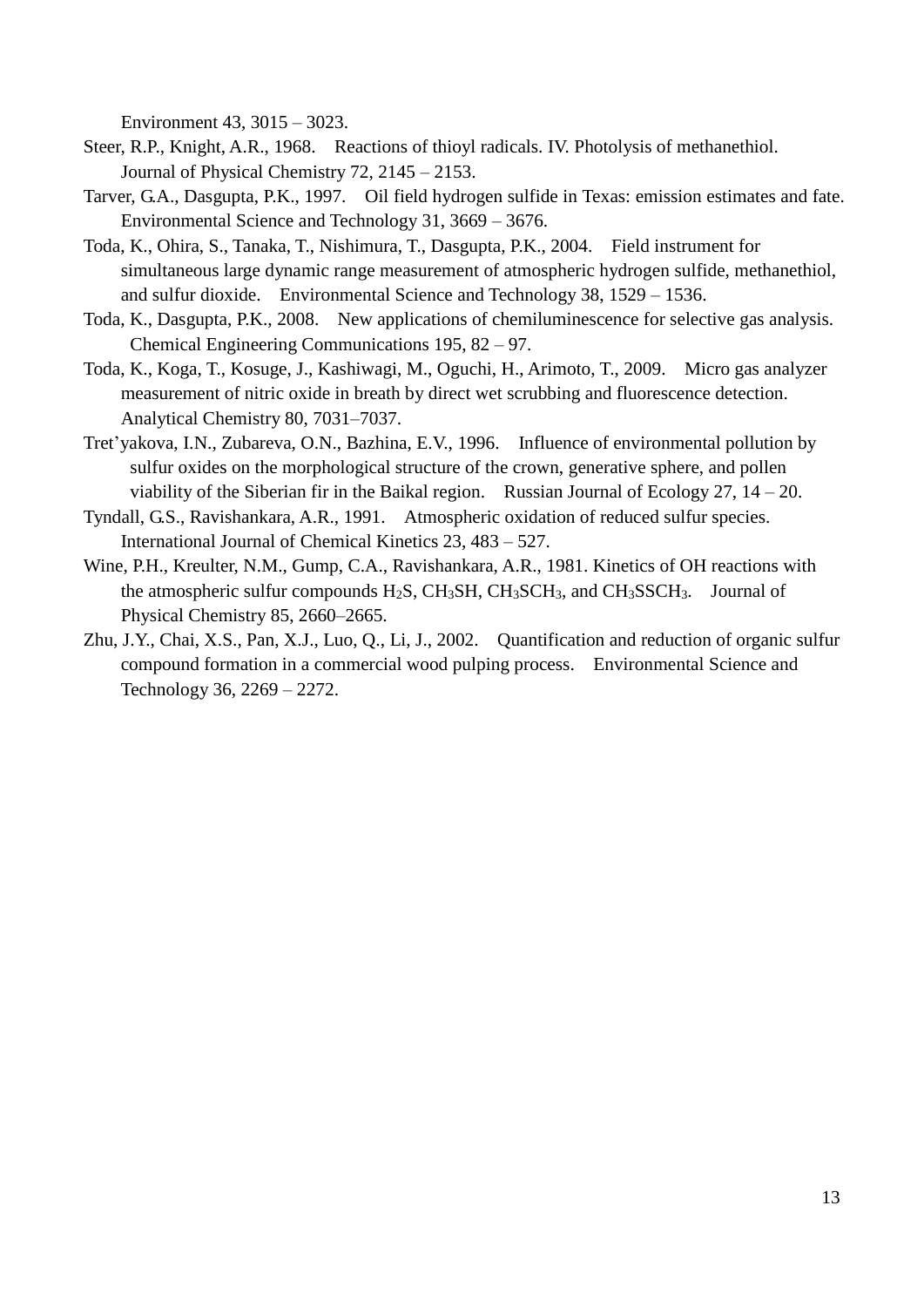Environment 43, 3015 – 3023.

Steer, R.P., Knight, A.R., 1968. Reactions of thioyl radicals. IV. Photolysis of methanethiol. Journal of Physical Chemistry 72, 2145 – 2153.

Tarver, G.A., Dasgupta, P.K., 1997. Oil field hydrogen sulfide in Texas: emission estimates and fate. Environmental Science and Technology 31, 3669 – 3676.

Toda, K., Ohira, S., Tanaka, T., Nishimura, T., Dasgupta, P.K., 2004. Field instrument for simultaneous large dynamic range measurement of atmospheric hydrogen sulfide, methanethiol, and sulfur dioxide. Environmental Science and Technology 38, 1529 – 1536.

Toda, K., Dasgupta, P.K., 2008. New applications of chemiluminescence for selective gas analysis. Chemical Engineering Communications 195, 82 – 97.

Toda, K., Koga, T., Kosuge, J., Kashiwagi, M., Oguchi, H., Arimoto, T., 2009. Micro gas analyzer measurement of nitric oxide in breath by direct wet scrubbing and fluorescence detection. Analytical Chemistry 80, 7031–7037.

Tret'yakova, I.N., Zubareva, O.N., Bazhina, E.V., 1996. Influence of environmental pollution by sulfur oxides on the morphological structure of the crown, generative sphere, and pollen viability of the Siberian fir in the Baikal region. Russian Journal of Ecology 27, 14 – 20.

Tyndall, G.S., Ravishankara, A.R., 1991. Atmospheric oxidation of reduced sulfur species. International Journal of Chemical Kinetics 23, 483 – 527.

Wine, P.H., Kreulter, N.M., Gump, C.A., Ravishankara, A.R., 1981. Kinetics of OH reactions with the atmospheric sulfur compounds $H_2S$, $CH_3SH$, $CH_3SCH_3$, and $CH_3SSCH_3$. Journal of Physical Chemistry 85, 2660–2665.

Zhu, J.Y., Chai, X.S., Pan, X.J., Luo, Q., Li, J., 2002. Quantification and reduction of organic sulfur compound formation in a commercial wood pulping process. Environmental Science and Technology 36, 2269 – 2272.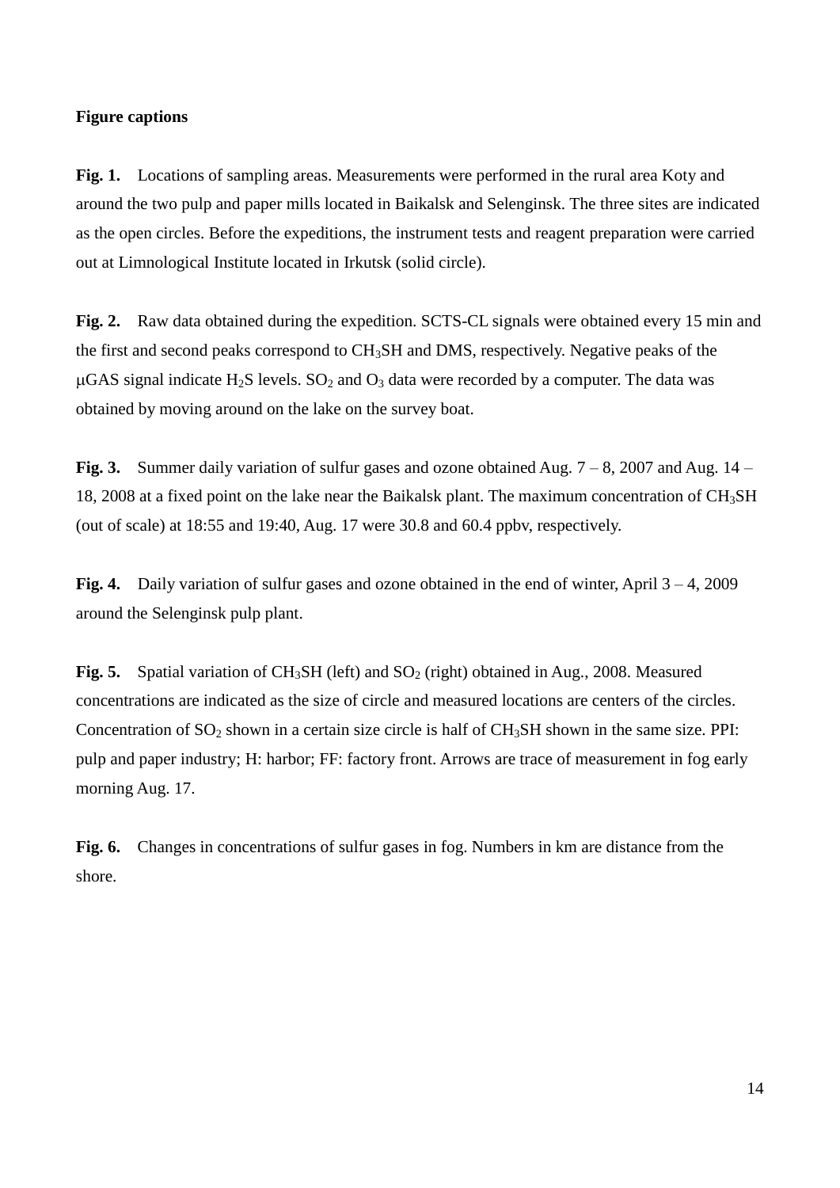**Figure captions**

**Fig. 1.** Locations of sampling areas. Measurements were performed in the rural area Koty and around the two pulp and paper mills located in Baikalsk and Selenginsk. The three sites are indicated as the open circles. Before the expeditions, the instrument tests and reagent preparation were carried out at Limnological Institute located in Irkutsk (solid circle).

**Fig. 2.** Raw data obtained during the expedition. SCTS-CL signals were obtained every 15 min and the first and second peaks correspond to $CH_3SH$ and DMS, respectively. Negative peaks of the μGAS signal indicate $H_2S$ levels. $SO_2$ and $O_3$ data were recorded by a computer. The data was obtained by moving around on the lake on the survey boat.

**Fig. 3.** Summer daily variation of sulfur gases and ozone obtained Aug. 7 – 8, 2007 and Aug. 14 – 18, 2008 at a fixed point on the lake near the Baikalsk plant. The maximum concentration of $CH_3SH$ (out of scale) at 18:55 and 19:40, Aug. 17 were 30.8 and 60.4 ppbv, respectively.

**Fig. 4.** Daily variation of sulfur gases and ozone obtained in the end of winter, April 3 – 4, 2009 around the Selenginsk pulp plant.

**Fig. 5.** Spatial variation of $CH_3SH$ (left) and $SO_2$ (right) obtained in Aug., 2008. Measured concentrations are indicated as the size of circle and measured locations are centers of the circles. Concentration of $SO_2$ shown in a certain size circle is half of $CH_3SH$ shown in the same size. PPI: pulp and paper industry; H: harbor; FF: factory front. Arrows are trace of measurement in fog early morning Aug. 17.

**Fig. 6.** Changes in concentrations of sulfur gases in fog. Numbers in km are distance from the shore.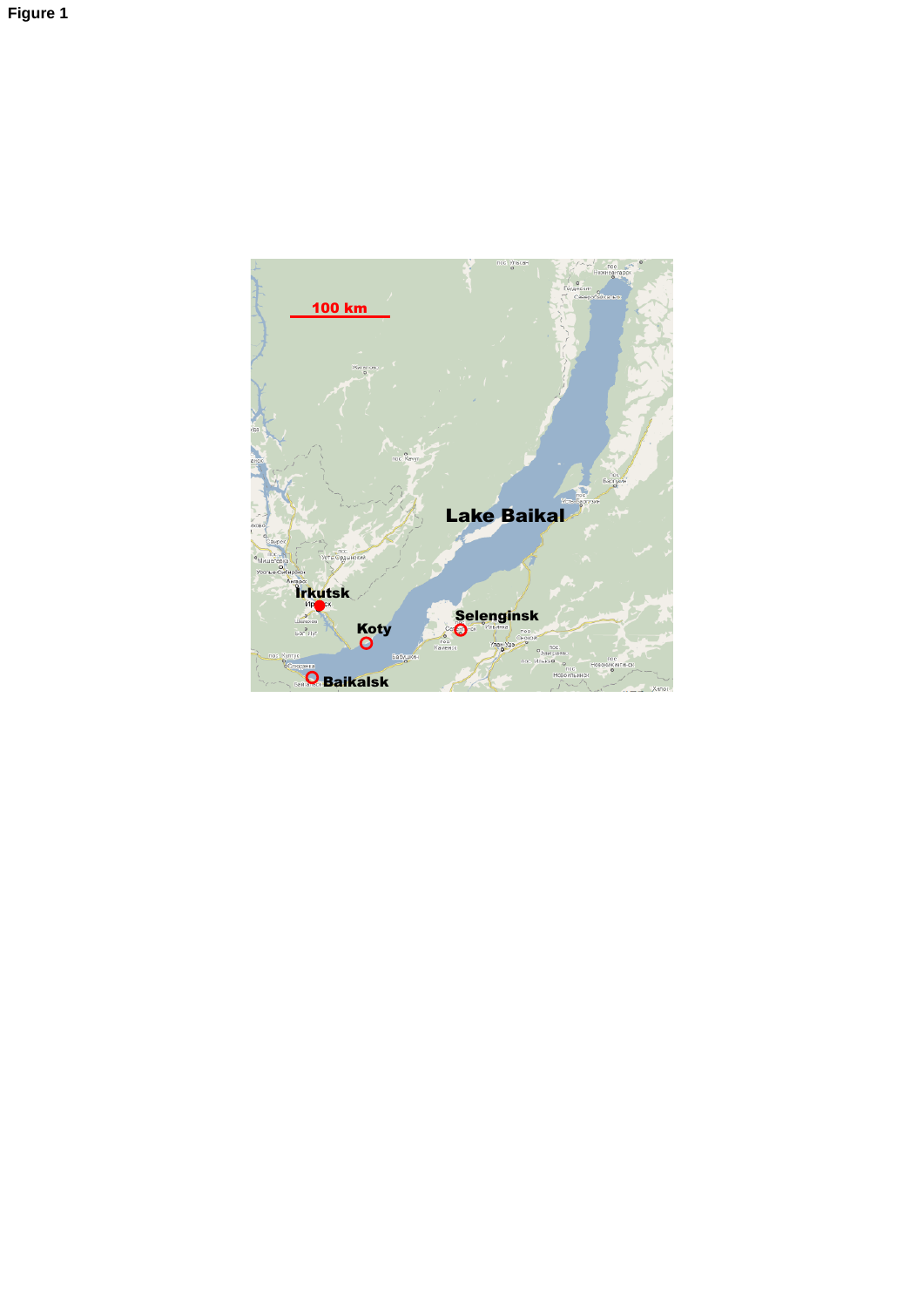**Figure 1**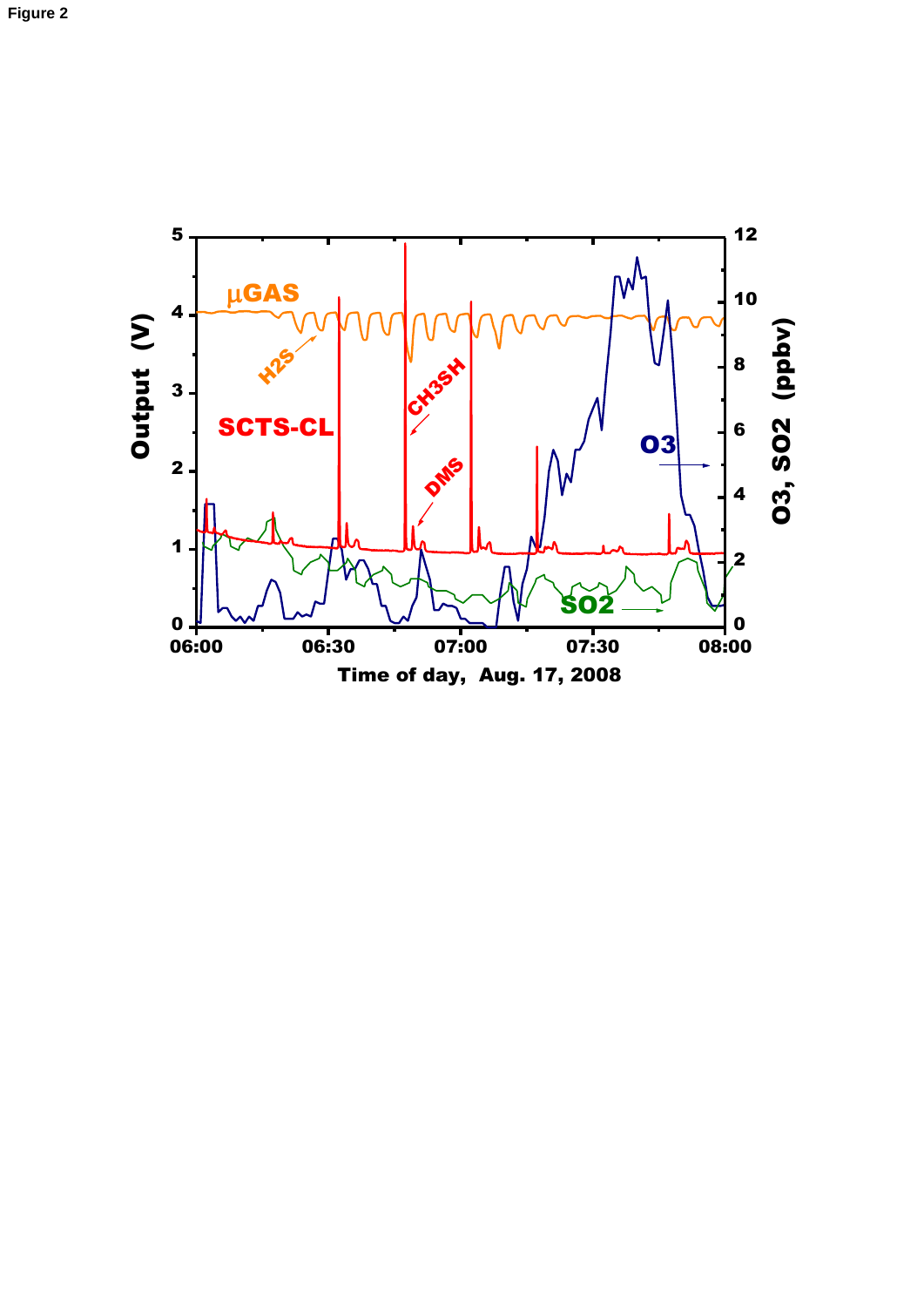Figure 2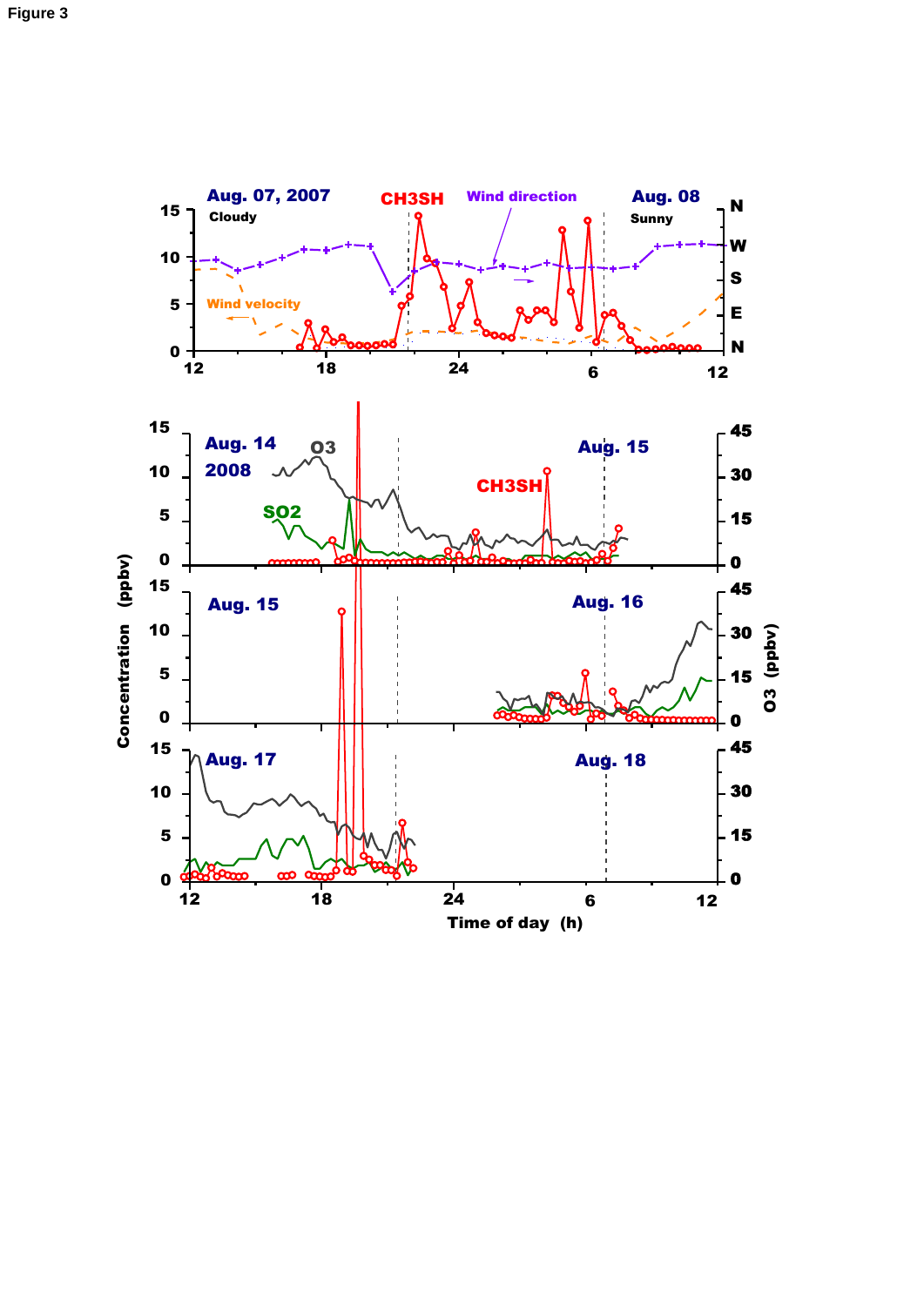Figure 3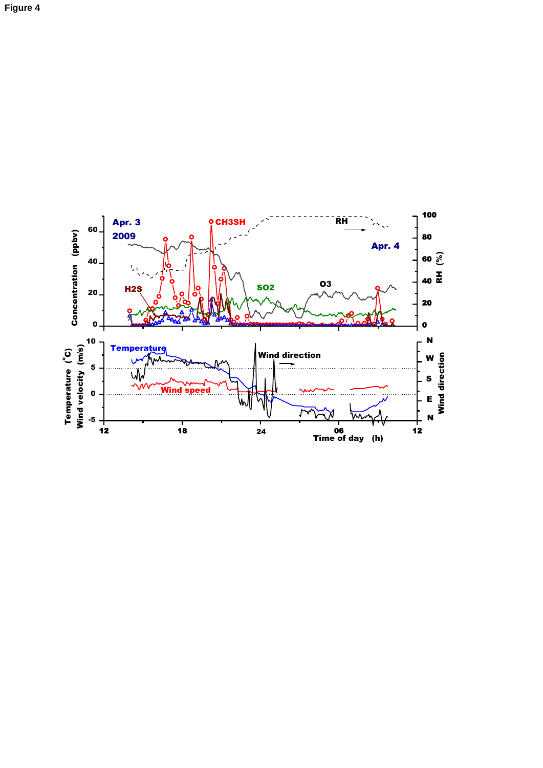Figure 4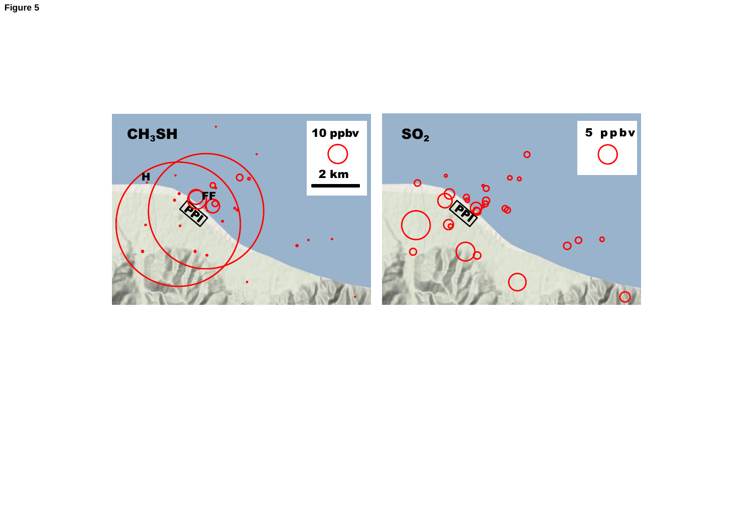**Figure 5**

$CH_3SH$

10 ppbv

2 km

H

FF

PPI

$SO_2$

5 ppbv

PPI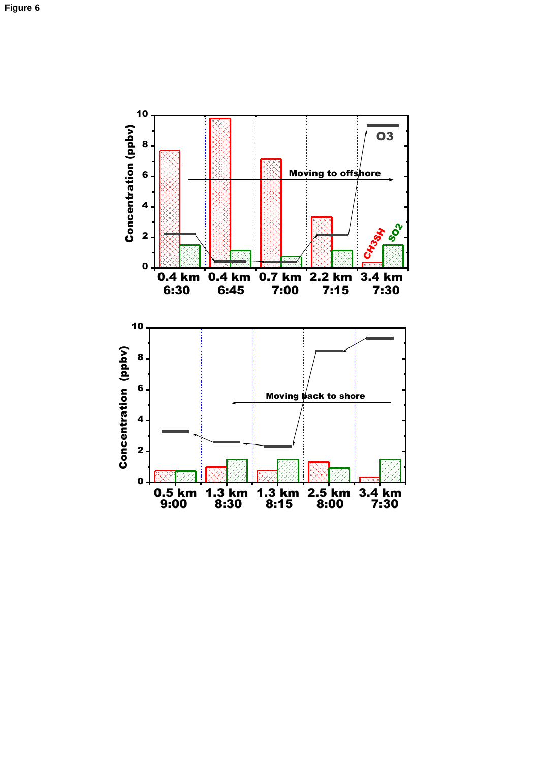Figure 6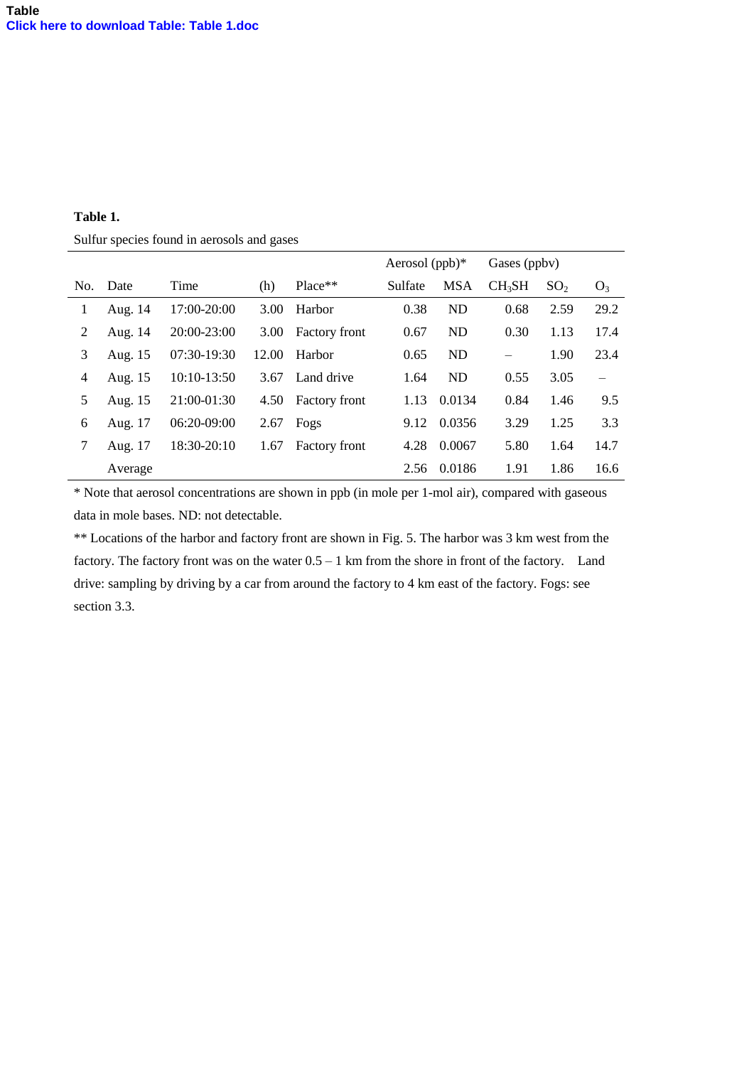**Table**
**Click here to download Table: Table 1.doc**

**Table 1.**

Sulfur species found in aerosols and gases

| | | | | | Aerosol (ppb)* | | Gases (ppbv) | | |
|---|---|---|---|---|---|---|---|---|---|
| No. | Date | Time | (h) | Place** | Sulfate | MSA | $CH_3SH$ | $SO_2$ | $O_3$ |
| 1 | Aug. 14 | 17:00-20:00 | 3.00 | Harbor | 0.38 | ND | 0.68 | 2.59 | 29.2 |
| 2 | Aug. 14 | 20:00-23:00 | 3.00 | Factory front | 0.67 | ND | 0.30 | 1.13 | 17.4 |
| 3 | Aug. 15 | 07:30-19:30 | 12.00 | Harbor | 0.65 | ND | – | 1.90 | 23.4 |
| 4 | Aug. 15 | 10:10-13:50 | 3.67 | Land drive | 1.64 | ND | 0.55 | 3.05 | – |
| 5 | Aug. 15 | 21:00-01:30 | 4.50 | Factory front | 1.13 | 0.0134 | 0.84 | 1.46 | 9.5 |
| 6 | Aug. 17 | 06:20-09:00 | 2.67 | Fogs | 9.12 | 0.0356 | 3.29 | 1.25 | 3.3 |
| 7 | Aug. 17 | 18:30-20:10 | 1.67 | Factory front | 4.28 | 0.0067 | 5.80 | 1.64 | 14.7 |
| | Average | | | | 2.56 | 0.0186 | 1.91 | 1.86 | 16.6 |

* Note that aerosol concentrations are shown in ppb (in mole per 1-mol air), compared with gaseous data in mole bases. ND: not detectable.

** Locations of the harbor and factory front are shown in Fig. 5. The harbor was 3 km west from the factory. The factory front was on the water 0.5 – 1 km from the shore in front of the factory. Land drive: sampling by driving by a car from around the factory to 4 km east of the factory. Fogs: see section 3.3.